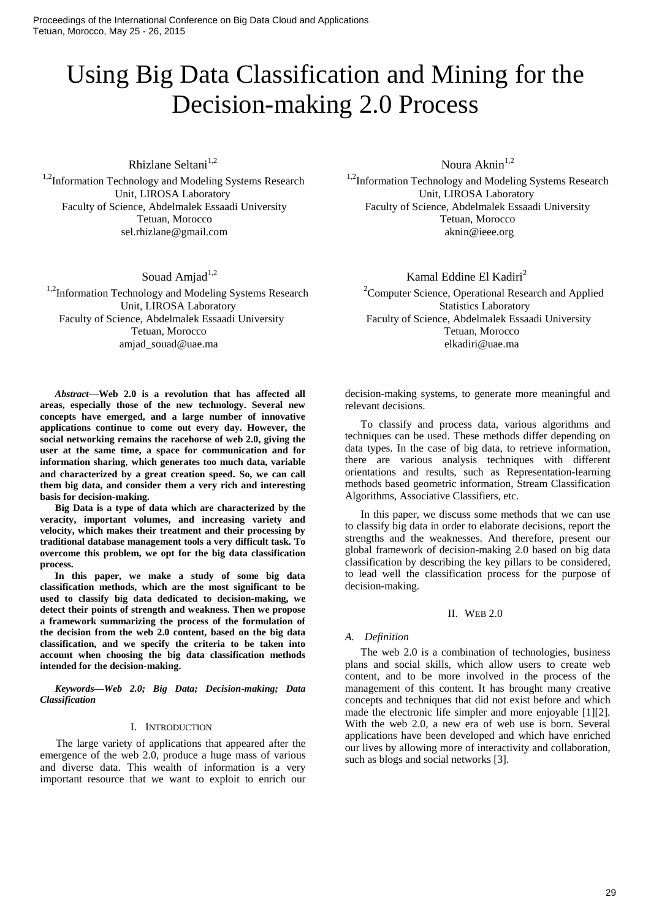# Using Big Data Classification and Mining for the Decision-making 2.0 Process

Rhizlane Seltani[1,2]
[1,2]Information Technology and Modeling Systems Research Unit, LIROSA Laboratory
Faculty of Science, Abdelmalek Essaadi University
Tetuan, Morocco
sel.rhizlane@gmail.com

Noura Aknin[1,2]
[1,2]Information Technology and Modeling Systems Research Unit, LIROSA Laboratory
Faculty of Science, Abdelmalek Essaadi University
Tetuan, Morocco
aknin@ieee.org

Souad Amjad[1,2]
[1,2]Information Technology and Modeling Systems Research Unit, LIROSA Laboratory
Faculty of Science, Abdelmalek Essaadi University
Tetuan, Morocco
amjad_souad@uae.ma

Kamal Eddine El Kadiri[2]
[2]Computer Science, Operational Research and Applied Statistics Laboratory
Faculty of Science, Abdelmalek Essaadi University
Tetuan, Morocco
elkadiri@uae.ma

***Abstract*—Web 2.0 is a revolution that has affected all areas, especially those of the new technology. Several new concepts have emerged, and a large number of innovative applications continue to come out every day. However, the social networking remains the racehorse of web 2.0, giving the user at the same time, a space for communication and for information sharing, which generates too much data, variable and characterized by a great creation speed. So, we can call them big data, and consider them a very rich and interesting basis for decision-making.**

**Big Data is a type of data which are characterized by the veracity, important volumes, and increasing variety and velocity, which makes their treatment and their processing by traditional database management tools a very difficult task. To overcome this problem, we opt for the big data classification process.**

**In this paper, we make a study of some big data classification methods, which are the most significant to be used to classify big data dedicated to decision-making, we detect their points of strength and weakness. Then we propose a framework summarizing the process of the formulation of the decision from the web 2.0 content, based on the big data classification, and we specify the criteria to be taken into account when choosing the big data classification methods intended for the decision-making.**

***Keywords—Web 2.0; Big Data; Decision-making; Data Classification***

## I. Introduction

The large variety of applications that appeared after the emergence of the web 2.0, produce a huge mass of various and diverse data. This wealth of information is a very important resource that we want to exploit to enrich our decision-making systems, to generate more meaningful and relevant decisions.

To classify and process data, various algorithms and techniques can be used. These methods differ depending on data types. In the case of big data, to retrieve information, there are various analysis techniques with different orientations and results, such as Representation-learning methods based geometric information, Stream Classification Algorithms, Associative Classifiers, etc.

In this paper, we discuss some methods that we can use to classify big data in order to elaborate decisions, report the strengths and the weaknesses. And therefore, present our global framework of decision-making 2.0 based on big data classification by describing the key pillars to be considered, to lead well the classification process for the purpose of decision-making.

## II. Web 2.0

### A. Definition

The web 2.0 is a combination of technologies, business plans and social skills, which allow users to create web content, and to be more involved in the process of the management of this content. It has brought many creative concepts and techniques that did not exist before and which made the electronic life simpler and more enjoyable [1][2]. With the web 2.0, a new era of web use is born. Several applications have been developed and which have enriched our lives by allowing more of interactivity and collaboration, such as blogs and social networks [3].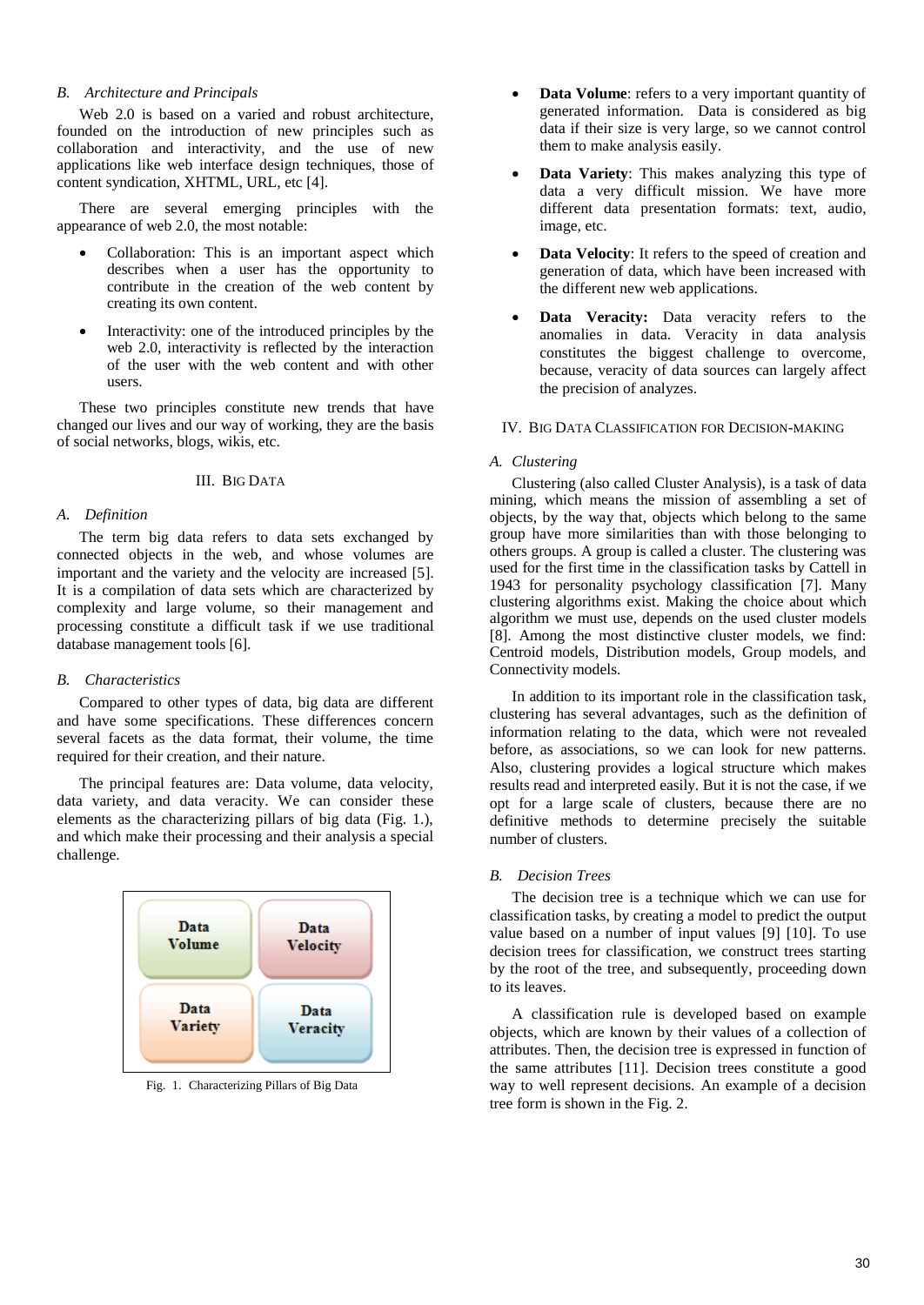### B. Architecture and Principals

Web 2.0 is based on a varied and robust architecture, founded on the introduction of new principles such as collaboration and interactivity, and the use of new applications like web interface design techniques, those of content syndication, XHTML, URL, etc [4].

There are several emerging principles with the appearance of web 2.0, the most notable:

- Collaboration: This is an important aspect which describes when a user has the opportunity to contribute in the creation of the web content by creating its own content.
- Interactivity: one of the introduced principles by the web 2.0, interactivity is reflected by the interaction of the user with the web content and with other users.

These two principles constitute new trends that have changed our lives and our way of working, they are the basis of social networks, blogs, wikis, etc.

## III. Big Data

### A. Definition

The term big data refers to data sets exchanged by connected objects in the web, and whose volumes are important and the variety and the velocity are increased [5]. It is a compilation of data sets which are characterized by complexity and large volume, so their management and processing constitute a difficult task if we use traditional database management tools [6].

### B. Characteristics

Compared to other types of data, big data are different and have some specifications. These differences concern several facets as the data format, their volume, the time required for their creation, and their nature.

The principal features are: Data volume, data velocity, data variety, and data veracity. We can consider these elements as the characterizing pillars of big data (Fig. 1.), and which make their processing and their analysis a special challenge.

| Data Volume | Data Velocity |
|---|---|
| Data Variety | Data Veracity |

Fig. 1. Characterizing Pillars of Big Data

- **Data Volume**: refers to a very important quantity of generated information. Data is considered as big data if their size is very large, so we cannot control them to make analysis easily.
- **Data Variety**: This makes analyzing this type of data a very difficult mission. We have more different data presentation formats: text, audio, image, etc.
- **Data Velocity**: It refers to the speed of creation and generation of data, which have been increased with the different new web applications.
- **Data Veracity:** Data veracity refers to the anomalies in data. Veracity in data analysis constitutes the biggest challenge to overcome, because, veracity of data sources can largely affect the precision of analyzes.

## IV. Big Data Classification for Decision-Making

### A. Clustering

Clustering (also called Cluster Analysis), is a task of data mining, which means the mission of assembling a set of objects, by the way that, objects which belong to the same group have more similarities than with those belonging to others groups. A group is called a cluster. The clustering was used for the first time in the classification tasks by Cattell in 1943 for personality psychology classification [7]. Many clustering algorithms exist. Making the choice about which algorithm we must use, depends on the used cluster models [8]. Among the most distinctive cluster models, we find: Centroid models, Distribution models, Group models, and Connectivity models.

In addition to its important role in the classification task, clustering has several advantages, such as the definition of information relating to the data, which were not revealed before, as associations, so we can look for new patterns. Also, clustering provides a logical structure which makes results read and interpreted easily. But it is not the case, if we opt for a large scale of clusters, because there are no definitive methods to determine precisely the suitable number of clusters.

### B. Decision Trees

The decision tree is a technique which we can use for classification tasks, by creating a model to predict the output value based on a number of input values [9] [10]. To use decision trees for classification, we construct trees starting by the root of the tree, and subsequently, proceeding down to its leaves.

A classification rule is developed based on example objects, which are known by their values of a collection of attributes. Then, the decision tree is expressed in function of the same attributes [11]. Decision trees constitute a good way to well represent decisions. An example of a decision tree form is shown in the Fig. 2.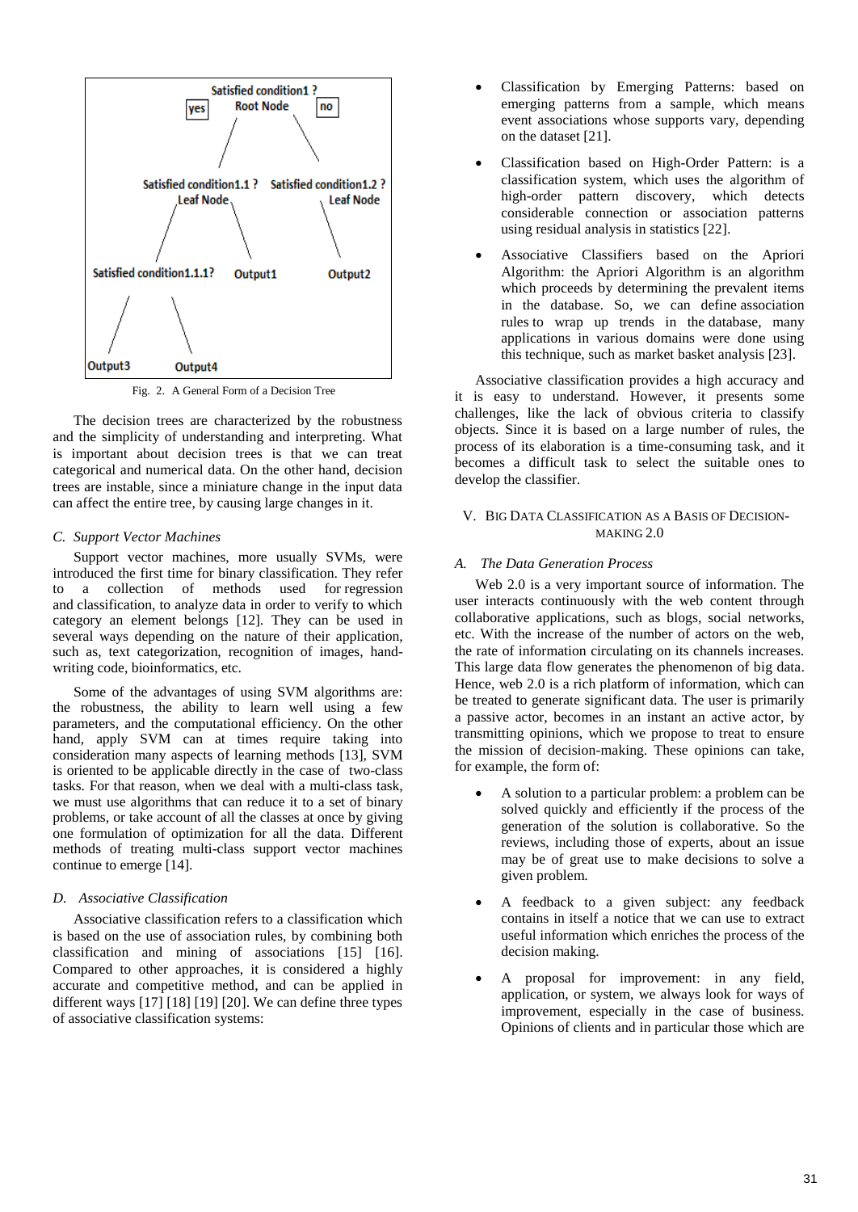Fig. 2. A General Form of a Decision Tree

The decision trees are characterized by the robustness and the simplicity of understanding and interpreting. What is important about decision trees is that we can treat categorical and numerical data. On the other hand, decision trees are instable, since a miniature change in the input data can affect the entire tree, by causing large changes in it.

### C. Support Vector Machines

Support vector machines, more usually SVMs, were introduced the first time for binary classification. They refer to a collection of methods used for regression and classification, to analyze data in order to verify to which category an element belongs [12]. They can be used in several ways depending on the nature of their application, such as, text categorization, recognition of images, hand-writing code, bioinformatics, etc.

Some of the advantages of using SVM algorithms are: the robustness, the ability to learn well using a few parameters, and the computational efficiency. On the other hand, apply SVM can at times require taking into consideration many aspects of learning methods [13], SVM is oriented to be applicable directly in the case of two-class tasks. For that reason, when we deal with a multi-class task, we must use algorithms that can reduce it to a set of binary problems, or take account of all the classes at once by giving one formulation of optimization for all the data. Different methods of treating multi-class support vector machines continue to emerge [14].

### D. Associative Classification

Associative classification refers to a classification which is based on the use of association rules, by combining both classification and mining of associations [15] [16]. Compared to other approaches, it is considered a highly accurate and competitive method, and can be applied in different ways [17] [18] [19] [20]. We can define three types of associative classification systems:

- Classification by Emerging Patterns: based on emerging patterns from a sample, which means event associations whose supports vary, depending on the dataset [21].
- Classification based on High-Order Pattern: is a classification system, which uses the algorithm of high-order pattern discovery, which detects considerable connection or association patterns using residual analysis in statistics [22].
- Associative Classifiers based on the Apriori Algorithm: the Apriori Algorithm is an algorithm which proceeds by determining the prevalent items in the database. So, we can define association rules to wrap up trends in the database, many applications in various domains were done using this technique, such as market basket analysis [23].

Associative classification provides a high accuracy and it is easy to understand. However, it presents some challenges, like the lack of obvious criteria to classify objects. Since it is based on a large number of rules, the process of its elaboration is a time-consuming task, and it becomes a difficult task to select the suitable ones to develop the classifier.

## V. BIG DATA CLASSIFICATION AS A BASIS OF DECISION-MAKING 2.0

### A. The Data Generation Process

Web 2.0 is a very important source of information. The user interacts continuously with the web content through collaborative applications, such as blogs, social networks, etc. With the increase of the number of actors on the web, the rate of information circulating on its channels increases. This large data flow generates the phenomenon of big data. Hence, web 2.0 is a rich platform of information, which can be treated to generate significant data. The user is primarily a passive actor, becomes in an instant an active actor, by transmitting opinions, which we propose to treat to ensure the mission of decision-making. These opinions can take, for example, the form of:

- A solution to a particular problem: a problem can be solved quickly and efficiently if the process of the generation of the solution is collaborative. So the reviews, including those of experts, about an issue may be of great use to make decisions to solve a given problem.
- A feedback to a given subject: any feedback contains in itself a notice that we can use to extract useful information which enriches the process of the decision making.
- A proposal for improvement: in any field, application, or system, we always look for ways of improvement, especially in the case of business. Opinions of clients and in particular those which are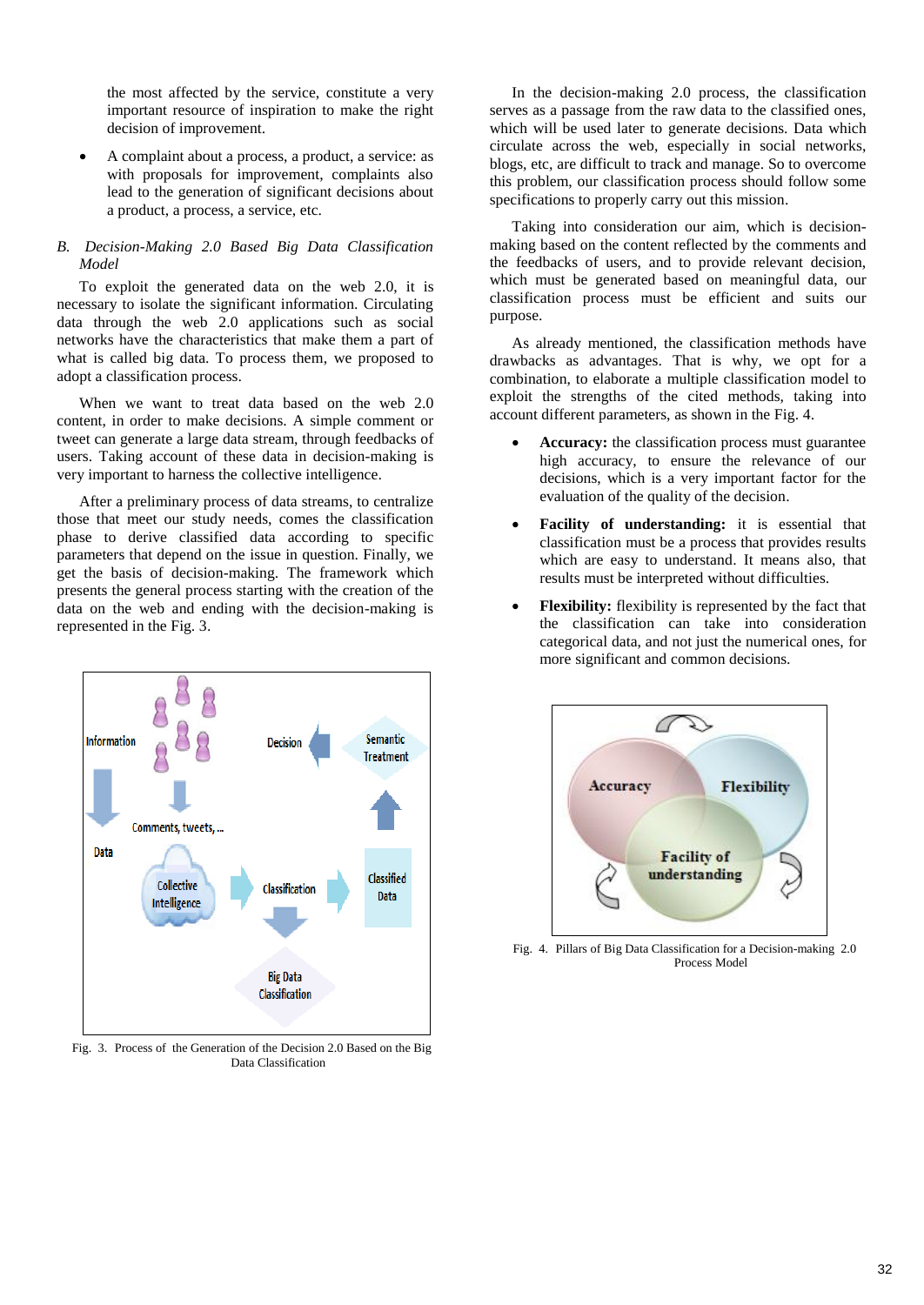the most affected by the service, constitute a very important resource of inspiration to make the right decision of improvement.

- A complaint about a process, a product, a service: as with proposals for improvement, complaints also lead to the generation of significant decisions about a product, a process, a service, etc.

### *B. Decision-Making 2.0 Based Big Data Classification Model*

To exploit the generated data on the web 2.0, it is necessary to isolate the significant information. Circulating data through the web 2.0 applications such as social networks have the characteristics that make them a part of what is called big data. To process them, we proposed to adopt a classification process.

When we want to treat data based on the web 2.0 content, in order to make decisions. A simple comment or tweet can generate a large data stream, through feedbacks of users. Taking account of these data in decision-making is very important to harness the collective intelligence.

After a preliminary process of data streams, to centralize those that meet our study needs, comes the classification phase to derive classified data according to specific parameters that depend on the issue in question. Finally, we get the basis of decision-making. The framework which presents the general process starting with the creation of the data on the web and ending with the decision-making is represented in the Fig. 3.

Fig. 3. Process of the Generation of the Decision 2.0 Based on the Big Data Classification

In the decision-making 2.0 process, the classification serves as a passage from the raw data to the classified ones, which will be used later to generate decisions. Data which circulate across the web, especially in social networks, blogs, etc, are difficult to track and manage. So to overcome this problem, our classification process should follow some specifications to properly carry out this mission.

Taking into consideration our aim, which is decision-making based on the content reflected by the comments and the feedbacks of users, and to provide relevant decision, which must be generated based on meaningful data, our classification process must be efficient and suits our purpose.

As already mentioned, the classification methods have drawbacks as advantages. That is why, we opt for a combination, to elaborate a multiple classification model to exploit the strengths of the cited methods, taking into account different parameters, as shown in the Fig. 4.

- **Accuracy:** the classification process must guarantee high accuracy, to ensure the relevance of our decisions, which is a very important factor for the evaluation of the quality of the decision.
- **Facility of understanding:** it is essential that classification must be a process that provides results which are easy to understand. It means also, that results must be interpreted without difficulties.
- **Flexibility:** flexibility is represented by the fact that the classification can take into consideration categorical data, and not just the numerical ones, for more significant and common decisions.

Fig. 4. Pillars of Big Data Classification for a Decision-making 2.0 Process Model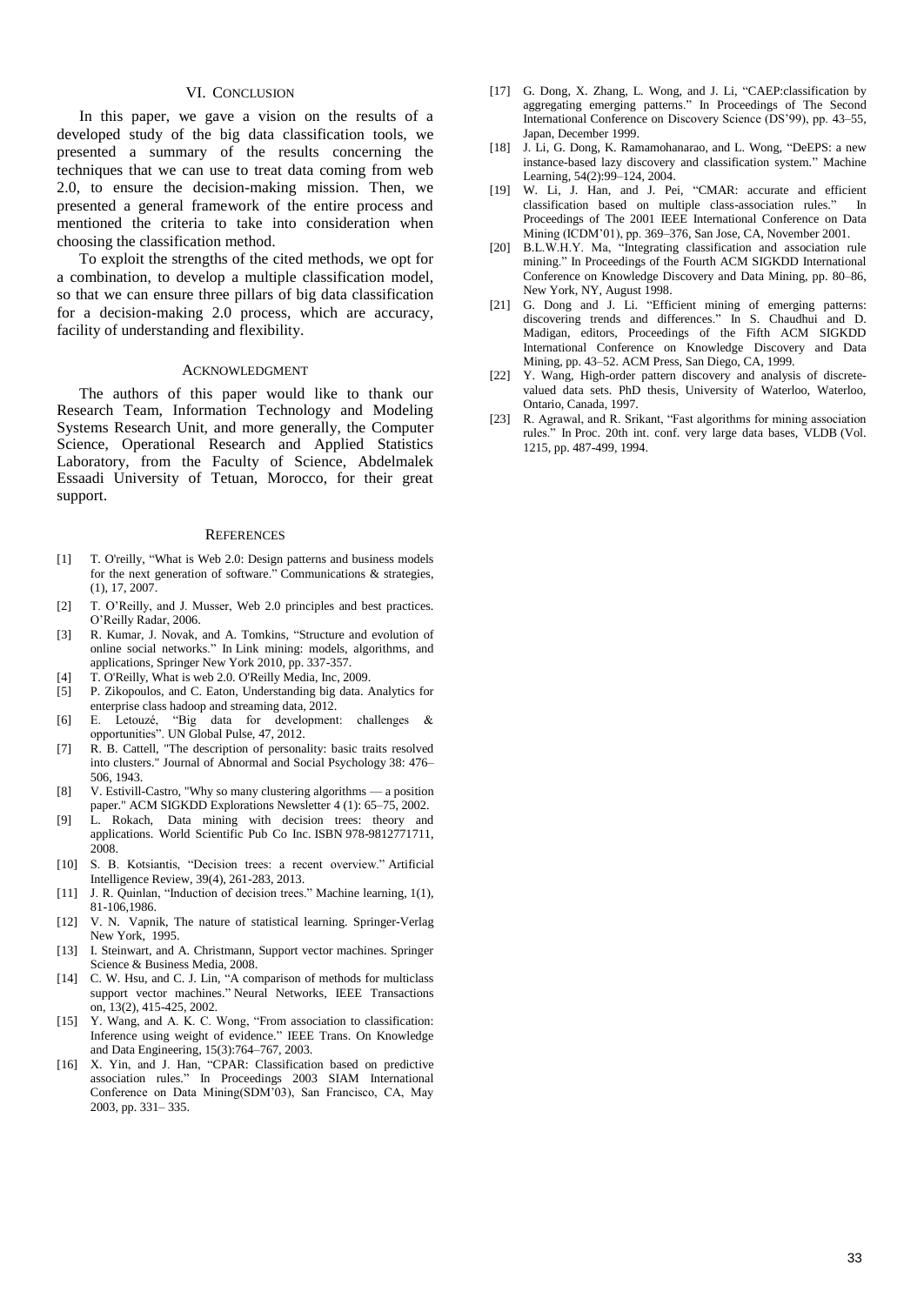## VI. CONCLUSION

In this paper, we gave a vision on the results of a developed study of the big data classification tools, we presented a summary of the results concerning the techniques that we can use to treat data coming from web 2.0, to ensure the decision-making mission. Then, we presented a general framework of the entire process and mentioned the criteria to take into consideration when choosing the classification method.

To exploit the strengths of the cited methods, we opt for a combination, to develop a multiple classification model, so that we can ensure three pillars of big data classification for a decision-making 2.0 process, which are accuracy, facility of understanding and flexibility.

## ACKNOWLEDGMENT

The authors of this paper would like to thank our Research Team, Information Technology and Modeling Systems Research Unit, and more generally, the Computer Science, Operational Research and Applied Statistics Laboratory, from the Faculty of Science, Abdelmalek Essaadi University of Tetuan, Morocco, for their great support.

## REFERENCES

[1] T. O'reilly, "What is Web 2.0: Design patterns and business models for the next generation of software." Communications & strategies, (1), 17, 2007.

[2] T. O'Reilly, and J. Musser, Web 2.0 principles and best practices. O'Reilly Radar, 2006.

[3] R. Kumar, J. Novak, and A. Tomkins, "Structure and evolution of online social networks." In Link mining: models, algorithms, and applications, Springer New York 2010, pp. 337-357.

[4] T. O'Reilly, What is web 2.0. O'Reilly Media, Inc, 2009.

[5] P. Zikopoulos, and C. Eaton, Understanding big data. Analytics for enterprise class hadoop and streaming data, 2012.

[6] E. Letouzé, "Big data for development: challenges & opportunities". UN Global Pulse, 47, 2012.

[7] R. B. Cattell, "The description of personality: basic traits resolved into clusters." Journal of Abnormal and Social Psychology 38: 476–506, 1943.

[8] V. Estivill-Castro, "Why so many clustering algorithms — a position paper." ACM SIGKDD Explorations Newsletter 4 (1): 65–75, 2002.

[9] L. Rokach, Data mining with decision trees: theory and applications. World Scientific Pub Co Inc. ISBN 978-9812771711, 2008.

[10] S. B. Kotsiantis, "Decision trees: a recent overview." Artificial Intelligence Review, 39(4), 261-283, 2013.

[11] J. R. Quinlan, "Induction of decision trees." Machine learning, 1(1), 81-106,1986.

[12] V. N. Vapnik, The nature of statistical learning. Springer-Verlag New York, 1995.

[13] I. Steinwart, and A. Christmann, Support vector machines. Springer Science & Business Media, 2008.

[14] C. W. Hsu, and C. J. Lin, "A comparison of methods for multiclass support vector machines." Neural Networks, IEEE Transactions on, 13(2), 415-425, 2002.

[15] Y. Wang, and A. K. C. Wong, "From association to classification: Inference using weight of evidence." IEEE Trans. On Knowledge and Data Engineering, 15(3):764–767, 2003.

[16] X. Yin, and J. Han, "CPAR: Classification based on predictive association rules." In Proceedings 2003 SIAM International Conference on Data Mining(SDM'03), San Francisco, CA, May 2003, pp. 331– 335.

[17] G. Dong, X. Zhang, L. Wong, and J. Li, "CAEP:classification by aggregating emerging patterns." In Proceedings of The Second International Conference on Discovery Science (DS'99), pp. 43–55, Japan, December 1999.

[18] J. Li, G. Dong, K. Ramamohanarao, and L. Wong, "DeEPS: a new instance-based lazy discovery and classification system." Machine Learning, 54(2):99–124, 2004.

[19] W. Li, J. Han, and J. Pei, "CMAR: accurate and efficient classification based on multiple class-association rules." In Proceedings of The 2001 IEEE International Conference on Data Mining (ICDM'01), pp. 369–376, San Jose, CA, November 2001.

[20] B.L.W.H.Y. Ma, "Integrating classification and association rule mining." In Proceedings of the Fourth ACM SIGKDD International Conference on Knowledge Discovery and Data Mining, pp. 80–86, New York, NY, August 1998.

[21] G. Dong and J. Li. "Efficient mining of emerging patterns: discovering trends and differences." In S. Chaudhui and D. Madigan, editors, Proceedings of the Fifth ACM SIGKDD International Conference on Knowledge Discovery and Data Mining, pp. 43–52. ACM Press, San Diego, CA, 1999.

[22] Y. Wang, High-order pattern discovery and analysis of discrete-valued data sets. PhD thesis, University of Waterloo, Waterloo, Ontario, Canada, 1997.

[23] R. Agrawal, and R. Srikant, "Fast algorithms for mining association rules." In Proc. 20th int. conf. very large data bases, VLDB (Vol. 1215, pp. 487-499, 1994.